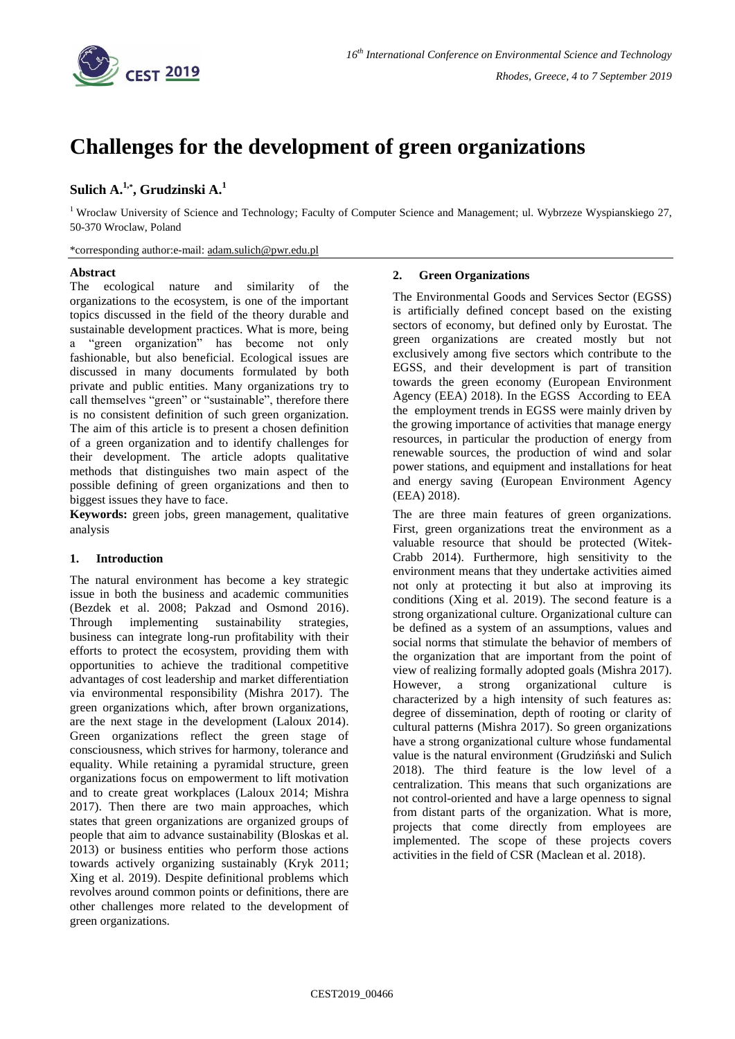# Challenges for the development of green organizations

**Sulich A.[1,*], Grudzinski A.[1]**

[1] Wroclaw University of Science and Technology; Faculty of Computer Science and Management; ul. Wybrzeze Wyspianskiego 27, 50-370 Wroclaw, Poland

*corresponding author:e-mail: adam.sulich@pwr.edu.pl

**Abstract**

The ecological nature and similarity of the organizations to the ecosystem, is one of the important topics discussed in the field of the theory durable and sustainable development practices. What is more, being a "green organization" has become not only fashionable, but also beneficial. Ecological issues are discussed in many documents formulated by both private and public entities. Many organizations try to call themselves "green" or "sustainable", therefore there is no consistent definition of such green organization. The aim of this article is to present a chosen definition of a green organization and to identify challenges for their development. The article adopts qualitative methods that distinguishes two main aspect of the possible defining of green organizations and then to biggest issues they have to face.

**Keywords:** green jobs, green management, qualitative analysis

## 1. Introduction

The natural environment has become a key strategic issue in both the business and academic communities (Bezdek et al. 2008; Pakzad and Osmond 2016). Through implementing sustainability strategies, business can integrate long-run profitability with their efforts to protect the ecosystem, providing them with opportunities to achieve the traditional competitive advantages of cost leadership and market differentiation via environmental responsibility (Mishra 2017). The green organizations which, after brown organizations, are the next stage in the development (Laloux 2014). Green organizations reflect the green stage of consciousness, which strives for harmony, tolerance and equality. While retaining a pyramidal structure, green organizations focus on empowerment to lift motivation and to create great workplaces (Laloux 2014; Mishra 2017). Then there are two main approaches, which states that green organizations are organized groups of people that aim to advance sustainability (Bloskas et al. 2013) or business entities who perform those actions towards actively organizing sustainably (Kryk 2011; Xing et al. 2019). Despite definitional problems which revolves around common points or definitions, there are other challenges more related to the development of green organizations.

## 2. Green Organizations

The Environmental Goods and Services Sector (EGSS) is artificially defined concept based on the existing sectors of economy, but defined only by Eurostat. The green organizations are created mostly but not exclusively among five sectors which contribute to the EGSS, and their development is part of transition towards the green economy (European Environment Agency (EEA) 2018). In the EGSS According to EEA the employment trends in EGSS were mainly driven by the growing importance of activities that manage energy resources, in particular the production of energy from renewable sources, the production of wind and solar power stations, and equipment and installations for heat and energy saving (European Environment Agency (EEA) 2018).

The are three main features of green organizations. First, green organizations treat the environment as a valuable resource that should be protected (Witek-Crabb 2014). Furthermore, high sensitivity to the environment means that they undertake activities aimed not only at protecting it but also at improving its conditions (Xing et al. 2019). The second feature is a strong organizational culture. Organizational culture can be defined as a system of an assumptions, values and social norms that stimulate the behavior of members of the organization that are important from the point of view of realizing formally adopted goals (Mishra 2017). However, a strong organizational culture is characterized by a high intensity of such features as: degree of dissemination, depth of rooting or clarity of cultural patterns (Mishra 2017). So green organizations have a strong organizational culture whose fundamental value is the natural environment (Grudziński and Sulich 2018). The third feature is the low level of a centralization. This means that such organizations are not control-oriented and have a large openness to signal from distant parts of the organization. What is more, projects that come directly from employees are implemented. The scope of these projects covers activities in the field of CSR (Maclean et al. 2018).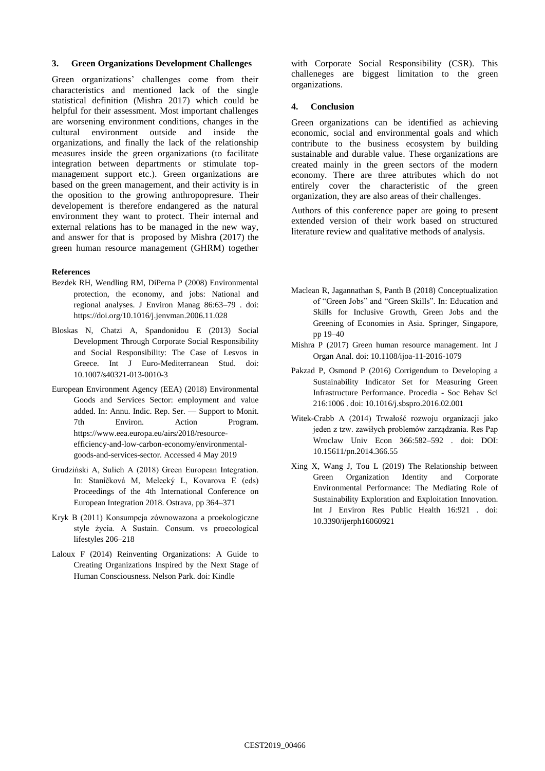## 3. Green Organizations Development Challenges

Green organizations' challenges come from their characteristics and mentioned lack of the single statistical definition (Mishra 2017) which could be helpful for their assessment. Most important challenges are worsening environment conditions, changes in the cultural environment outside and inside the organizations, and finally the lack of the relationship measures inside the green organizations (to facilitate integration between departments or stimulate top-management support etc.). Green organizations are based on the green management, and their activity is in the oposition to the growing anthropopresure. Their developement is therefore endangered as the natural environment they want to protect. Their internal and external relations has to be managed in the new way, and answer for that is proposed by Mishra (2017) the green human resource management (GHRM) together with Corporate Social Responsibility (CSR). This challeneges are biggest limitation to the green organizations.

## 4. Conclusion

Green organizations can be identified as achieving economic, social and environmental goals and which contribute to the business ecosystem by building sustainable and durable value. These organizations are created mainly in the green sectors of the modern economy. There are three attributes which do not entirely cover the characteristic of the green organization, they are also areas of their challenges.

Authors of this conference paper are going to present extended version of their work based on structured literature review and qualitative methods of analysis.

### References

Bezdek RH, Wendling RM, DiPerna P (2008) Environmental protection, the economy, and jobs: National and regional analyses. J Environ Manag 86:63–79 . doi: https://doi.org/10.1016/j.jenvman.2006.11.028

Bloskas N, Chatzi A, Spandonidou E (2013) Social Development Through Corporate Social Responsibility and Social Responsibility: The Case of Lesvos in Greece. Int J Euro-Mediterranean Stud. doi: 10.1007/s40321-013-0010-3

European Environment Agency (EEA) (2018) Environmental Goods and Services Sector: employment and value added. In: Annu. Indic. Rep. Ser. — Support to Monit. 7th Environ. Action Program. https://www.eea.europa.eu/airs/2018/resource-efficiency-and-low-carbon-economy/environmental-goods-and-services-sector. Accessed 4 May 2019

Grudziński A, Sulich A (2018) Green European Integration. In: Staníčková M, Melecký L, Kovarova E (eds) Proceedings of the 4th International Conference on European Integration 2018. Ostrava, pp 364–371

Kryk B (2011) Konsumpcja zównowazona a proekologiczne style życia. A Sustain. Consum. vs proecological lifestyles 206–218

Laloux F (2014) Reinventing Organizations: A Guide to Creating Organizations Inspired by the Next Stage of Human Consciousness. Nelson Park. doi: Kindle

Maclean R, Jagannathan S, Panth B (2018) Conceptualization of "Green Jobs" and "Green Skills". In: Education and Skills for Inclusive Growth, Green Jobs and the Greening of Economies in Asia. Springer, Singapore, pp 19–40

Mishra P (2017) Green human resource management. Int J Organ Anal. doi: 10.1108/ijoa-11-2016-1079

Pakzad P, Osmond P (2016) Corrigendum to Developing a Sustainability Indicator Set for Measuring Green Infrastructure Performance. Procedia - Soc Behav Sci 216:1006 . doi: 10.1016/j.sbspro.2016.02.001

Witek-Crabb A (2014) Trwałość rozwoju organizacji jako jeden z tzw. zawiłych problemów zarządzania. Res Pap Wroclaw Univ Econ 366:582–592 . doi: DOI: 10.15611/pn.2014.366.55

Xing X, Wang J, Tou L (2019) The Relationship between Green Organization Identity and Corporate Environmental Performance: The Mediating Role of Sustainability Exploration and Exploitation Innovation. Int J Environ Res Public Health 16:921 . doi: 10.3390/ijerph16060921